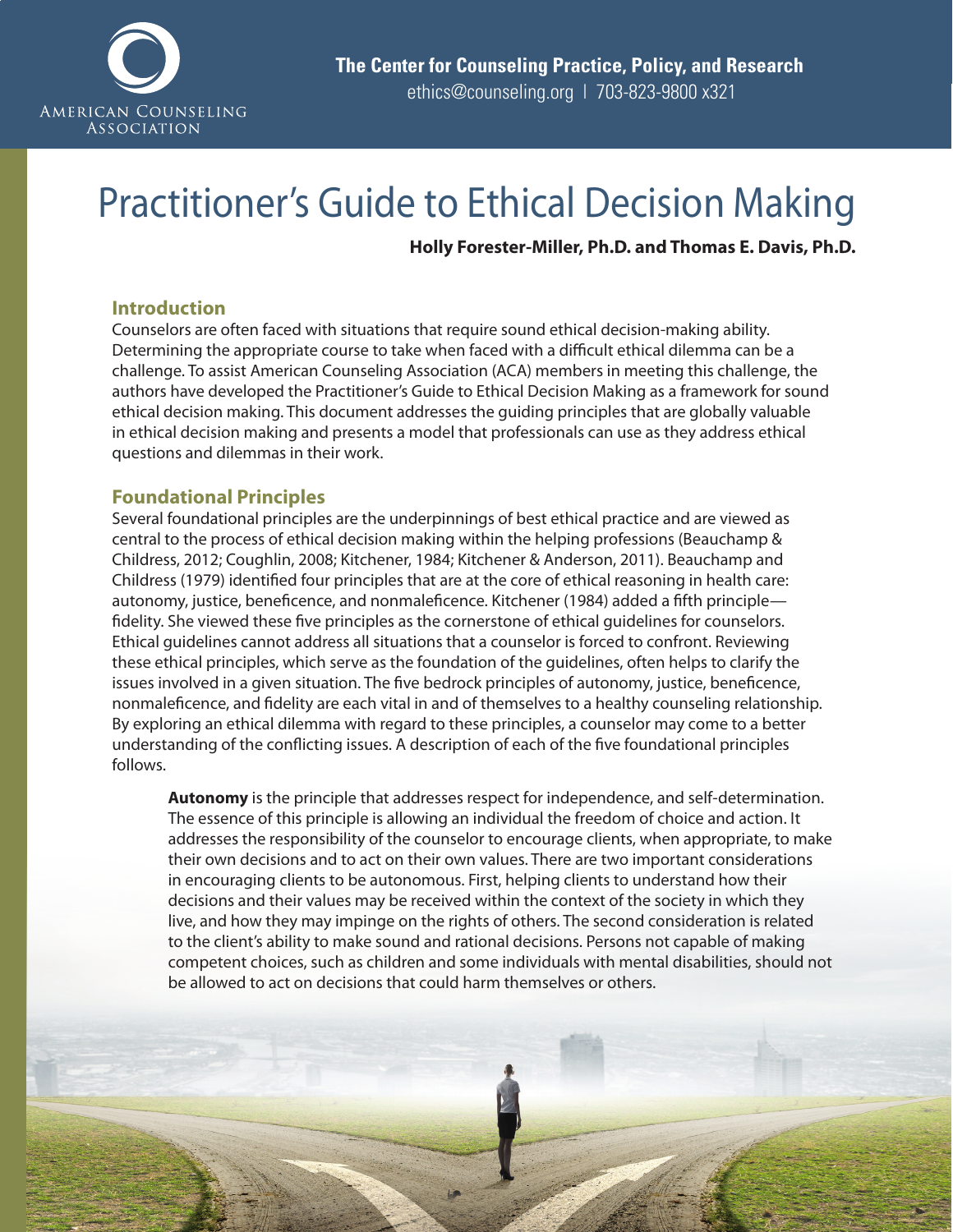AMERICAN COUNSELING ASSOCIATION

**The Center for Counseling Practice, Policy, and Research**
ethics@counseling.org | 703-823-9800 x321

# Practitioner's Guide to Ethical Decision Making

**Holly Forester-Miller, Ph.D. and Thomas E. Davis, Ph.D.**

## Introduction

Counselors are often faced with situations that require sound ethical decision-making ability. Determining the appropriate course to take when faced with a difficult ethical dilemma can be a challenge. To assist American Counseling Association (ACA) members in meeting this challenge, the authors have developed the Practitioner's Guide to Ethical Decision Making as a framework for sound ethical decision making. This document addresses the guiding principles that are globally valuable in ethical decision making and presents a model that professionals can use as they address ethical questions and dilemmas in their work.

## Foundational Principles

Several foundational principles are the underpinnings of best ethical practice and are viewed as central to the process of ethical decision making within the helping professions (Beauchamp & Childress, 2012; Coughlin, 2008; Kitchener, 1984; Kitchener & Anderson, 2011). Beauchamp and Childress (1979) identified four principles that are at the core of ethical reasoning in health care: autonomy, justice, beneficence, and nonmaleficence. Kitchener (1984) added a fifth principle—fidelity. She viewed these five principles as the cornerstone of ethical guidelines for counselors. Ethical guidelines cannot address all situations that a counselor is forced to confront. Reviewing these ethical principles, which serve as the foundation of the guidelines, often helps to clarify the issues involved in a given situation. The five bedrock principles of autonomy, justice, beneficence, nonmaleficence, and fidelity are each vital in and of themselves to a healthy counseling relationship. By exploring an ethical dilemma with regard to these principles, a counselor may come to a better understanding of the conflicting issues. A description of each of the five foundational principles follows.

**Autonomy** is the principle that addresses respect for independence, and self-determination. The essence of this principle is allowing an individual the freedom of choice and action. It addresses the responsibility of the counselor to encourage clients, when appropriate, to make their own decisions and to act on their own values. There are two important considerations in encouraging clients to be autonomous. First, helping clients to understand how their decisions and their values may be received within the context of the society in which they live, and how they may impinge on the rights of others. The second consideration is related to the client's ability to make sound and rational decisions. Persons not capable of making competent choices, such as children and some individuals with mental disabilities, should not be allowed to act on decisions that could harm themselves or others.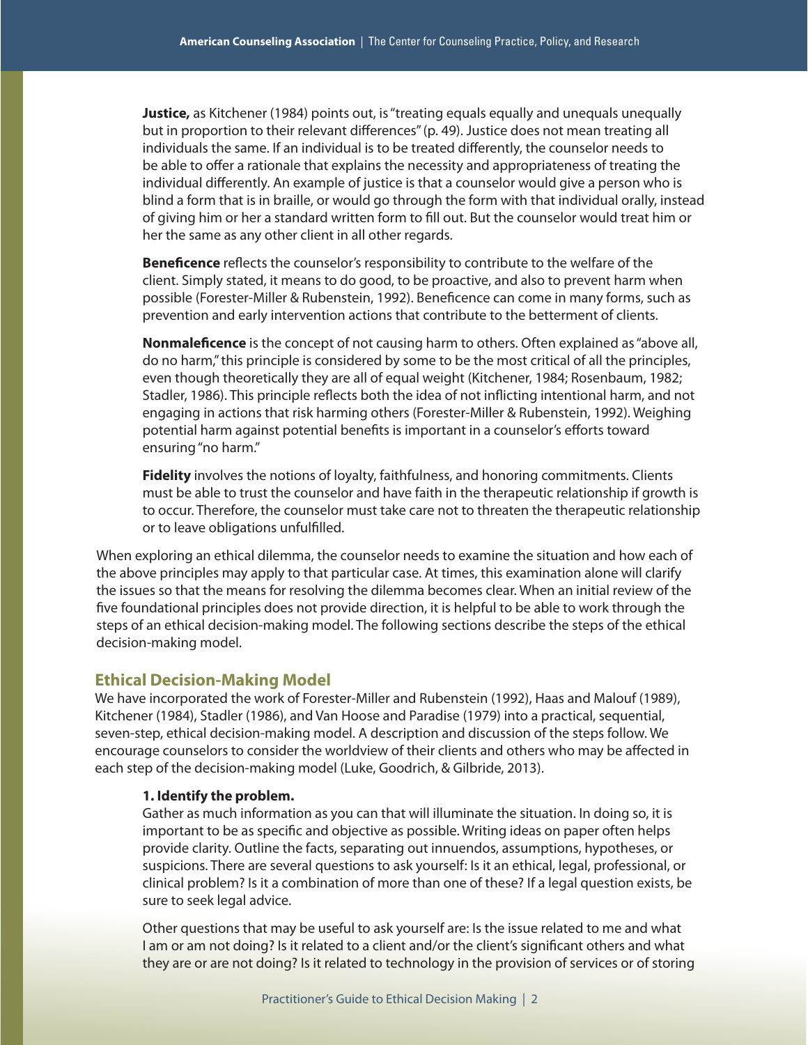**Justice,** as Kitchener (1984) points out, is "treating equals equally and unequals unequally but in proportion to their relevant differences" (p. 49). Justice does not mean treating all individuals the same. If an individual is to be treated differently, the counselor needs to be able to offer a rationale that explains the necessity and appropriateness of treating the individual differently. An example of justice is that a counselor would give a person who is blind a form that is in braille, or would go through the form with that individual orally, instead of giving him or her a standard written form to fill out. But the counselor would treat him or her the same as any other client in all other regards.

**Beneficence** reflects the counselor's responsibility to contribute to the welfare of the client. Simply stated, it means to do good, to be proactive, and also to prevent harm when possible (Forester-Miller & Rubenstein, 1992). Beneficence can come in many forms, such as prevention and early intervention actions that contribute to the betterment of clients.

**Nonmaleficence** is the concept of not causing harm to others. Often explained as "above all, do no harm," this principle is considered by some to be the most critical of all the principles, even though theoretically they are all of equal weight (Kitchener, 1984; Rosenbaum, 1982; Stadler, 1986). This principle reflects both the idea of not inflicting intentional harm, and not engaging in actions that risk harming others (Forester-Miller & Rubenstein, 1992). Weighing potential harm against potential benefits is important in a counselor's efforts toward ensuring "no harm."

**Fidelity** involves the notions of loyalty, faithfulness, and honoring commitments. Clients must be able to trust the counselor and have faith in the therapeutic relationship if growth is to occur. Therefore, the counselor must take care not to threaten the therapeutic relationship or to leave obligations unfulfilled.

When exploring an ethical dilemma, the counselor needs to examine the situation and how each of the above principles may apply to that particular case. At times, this examination alone will clarify the issues so that the means for resolving the dilemma becomes clear. When an initial review of the five foundational principles does not provide direction, it is helpful to be able to work through the steps of an ethical decision-making model. The following sections describe the steps of the ethical decision-making model.

## Ethical Decision-Making Model

We have incorporated the work of Forester-Miller and Rubenstein (1992), Haas and Malouf (1989), Kitchener (1984), Stadler (1986), and Van Hoose and Paradise (1979) into a practical, sequential, seven-step, ethical decision-making model. A description and discussion of the steps follow. We encourage counselors to consider the worldview of their clients and others who may be affected in each step of the decision-making model (Luke, Goodrich, & Gilbride, 2013).

**1. Identify the problem.**

Gather as much information as you can that will illuminate the situation. In doing so, it is important to be as specific and objective as possible. Writing ideas on paper often helps provide clarity. Outline the facts, separating out innuendos, assumptions, hypotheses, or suspicions. There are several questions to ask yourself: Is it an ethical, legal, professional, or clinical problem? Is it a combination of more than one of these? If a legal question exists, be sure to seek legal advice.

Other questions that may be useful to ask yourself are: Is the issue related to me and what I am or am not doing? Is it related to a client and/or the client's significant others and what they are or are not doing? Is it related to technology in the provision of services or of storing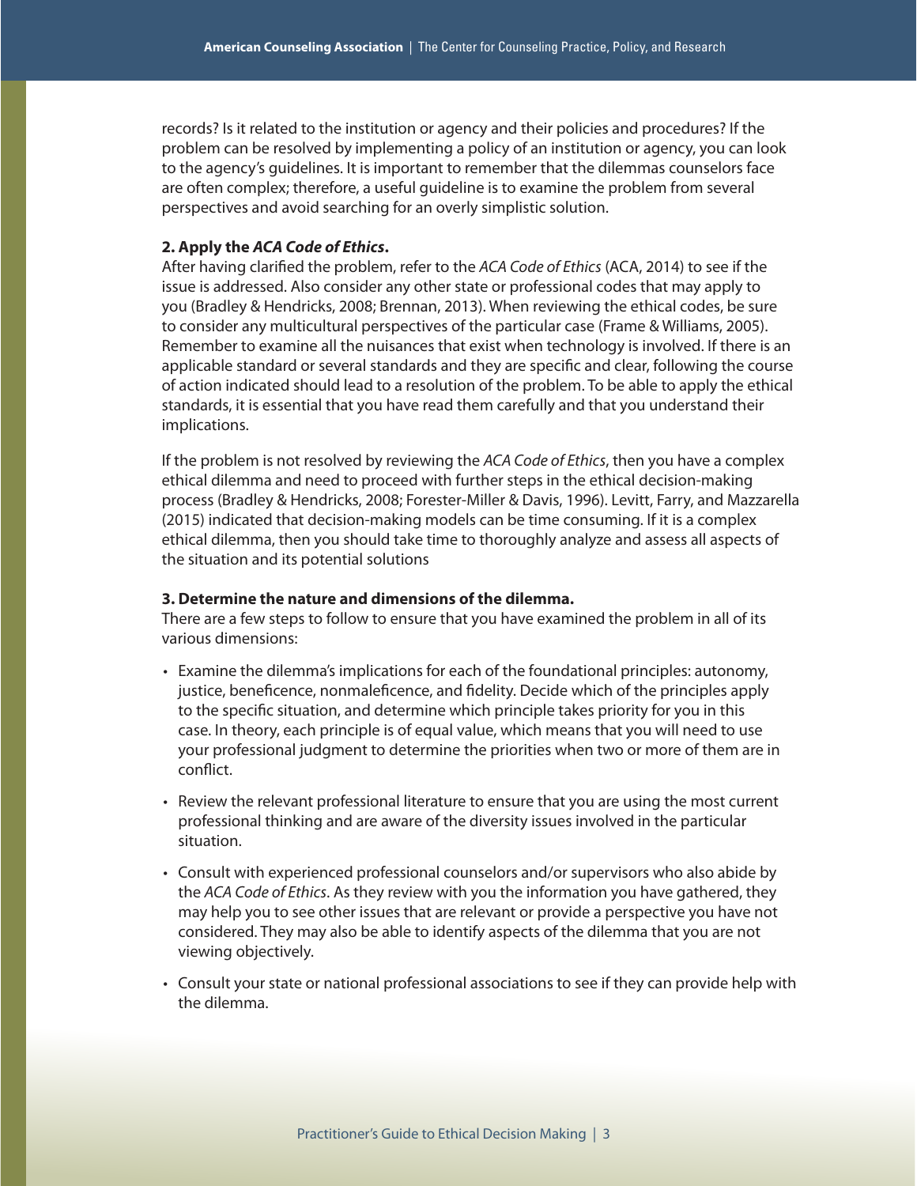records? Is it related to the institution or agency and their policies and procedures? If the problem can be resolved by implementing a policy of an institution or agency, you can look to the agency's guidelines. It is important to remember that the dilemmas counselors face are often complex; therefore, a useful guideline is to examine the problem from several perspectives and avoid searching for an overly simplistic solution.

**2. Apply the *ACA Code of Ethics*.**

After having clarified the problem, refer to the *ACA Code of Ethics* (ACA, 2014) to see if the issue is addressed. Also consider any other state or professional codes that may apply to you (Bradley & Hendricks, 2008; Brennan, 2013). When reviewing the ethical codes, be sure to consider any multicultural perspectives of the particular case (Frame & Williams, 2005). Remember to examine all the nuisances that exist when technology is involved. If there is an applicable standard or several standards and they are specific and clear, following the course of action indicated should lead to a resolution of the problem. To be able to apply the ethical standards, it is essential that you have read them carefully and that you understand their implications.

If the problem is not resolved by reviewing the *ACA Code of Ethics*, then you have a complex ethical dilemma and need to proceed with further steps in the ethical decision-making process (Bradley & Hendricks, 2008; Forester-Miller & Davis, 1996). Levitt, Farry, and Mazzarella (2015) indicated that decision-making models can be time consuming. If it is a complex ethical dilemma, then you should take time to thoroughly analyze and assess all aspects of the situation and its potential solutions

**3. Determine the nature and dimensions of the dilemma.**

There are a few steps to follow to ensure that you have examined the problem in all of its various dimensions:

- Examine the dilemma's implications for each of the foundational principles: autonomy, justice, beneficence, nonmaleficence, and fidelity. Decide which of the principles apply to the specific situation, and determine which principle takes priority for you in this case. In theory, each principle is of equal value, which means that you will need to use your professional judgment to determine the priorities when two or more of them are in conflict.
- Review the relevant professional literature to ensure that you are using the most current professional thinking and are aware of the diversity issues involved in the particular situation.
- Consult with experienced professional counselors and/or supervisors who also abide by the *ACA Code of Ethics*. As they review with you the information you have gathered, they may help you to see other issues that are relevant or provide a perspective you have not considered. They may also be able to identify aspects of the dilemma that you are not viewing objectively.
- Consult your state or national professional associations to see if they can provide help with the dilemma.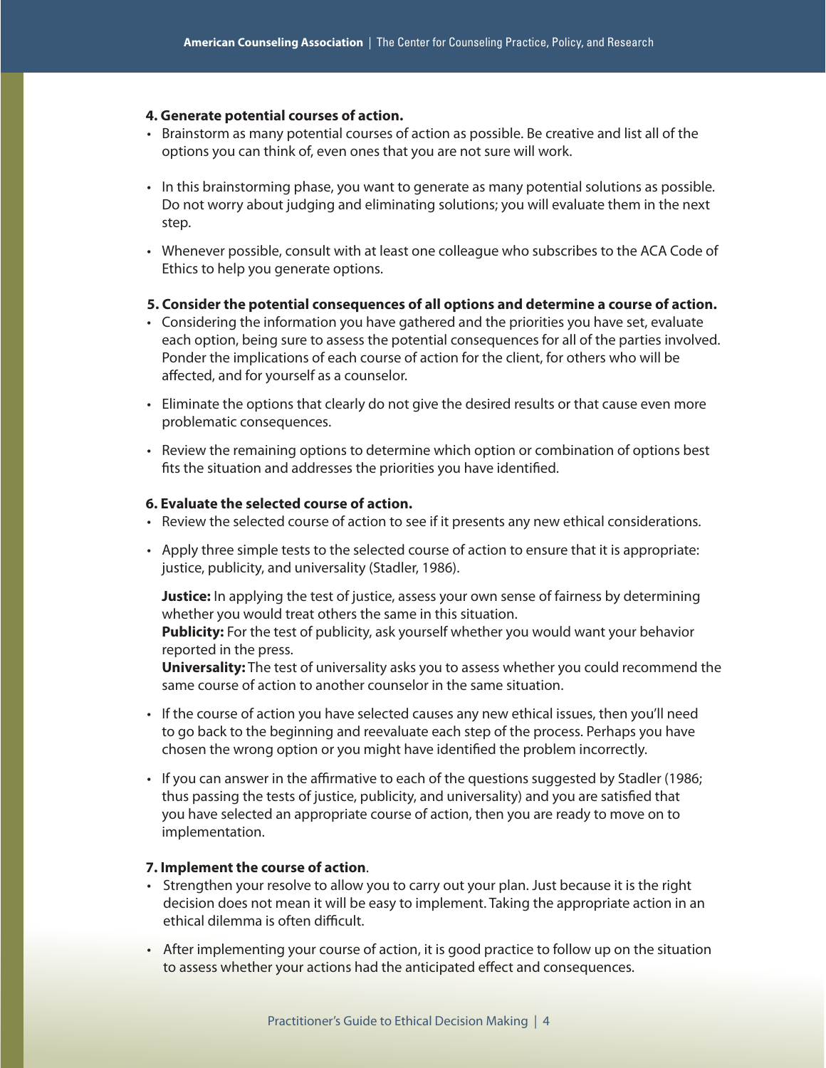**4. Generate potential courses of action.**

- Brainstorm as many potential courses of action as possible. Be creative and list all of the options you can think of, even ones that you are not sure will work.
- In this brainstorming phase, you want to generate as many potential solutions as possible. Do not worry about judging and eliminating solutions; you will evaluate them in the next step.
- Whenever possible, consult with at least one colleague who subscribes to the ACA Code of Ethics to help you generate options.

**5. Consider the potential consequences of all options and determine a course of action.**

- Considering the information you have gathered and the priorities you have set, evaluate each option, being sure to assess the potential consequences for all of the parties involved. Ponder the implications of each course of action for the client, for others who will be affected, and for yourself as a counselor.
- Eliminate the options that clearly do not give the desired results or that cause even more problematic consequences.
- Review the remaining options to determine which option or combination of options best fits the situation and addresses the priorities you have identified.

**6. Evaluate the selected course of action.**

- Review the selected course of action to see if it presents any new ethical considerations.
- Apply three simple tests to the selected course of action to ensure that it is appropriate: justice, publicity, and universality (Stadler, 1986).

  **Justice:** In applying the test of justice, assess your own sense of fairness by determining whether you would treat others the same in this situation.
  **Publicity:** For the test of publicity, ask yourself whether you would want your behavior reported in the press.
  **Universality:** The test of universality asks you to assess whether you could recommend the same course of action to another counselor in the same situation.

- If the course of action you have selected causes any new ethical issues, then you'll need to go back to the beginning and reevaluate each step of the process. Perhaps you have chosen the wrong option or you might have identified the problem incorrectly.
- If you can answer in the affirmative to each of the questions suggested by Stadler (1986; thus passing the tests of justice, publicity, and universality) and you are satisfied that you have selected an appropriate course of action, then you are ready to move on to implementation.

**7. Implement the course of action**.

- Strengthen your resolve to allow you to carry out your plan. Just because it is the right decision does not mean it will be easy to implement. Taking the appropriate action in an ethical dilemma is often difficult.
- After implementing your course of action, it is good practice to follow up on the situation to assess whether your actions had the anticipated effect and consequences.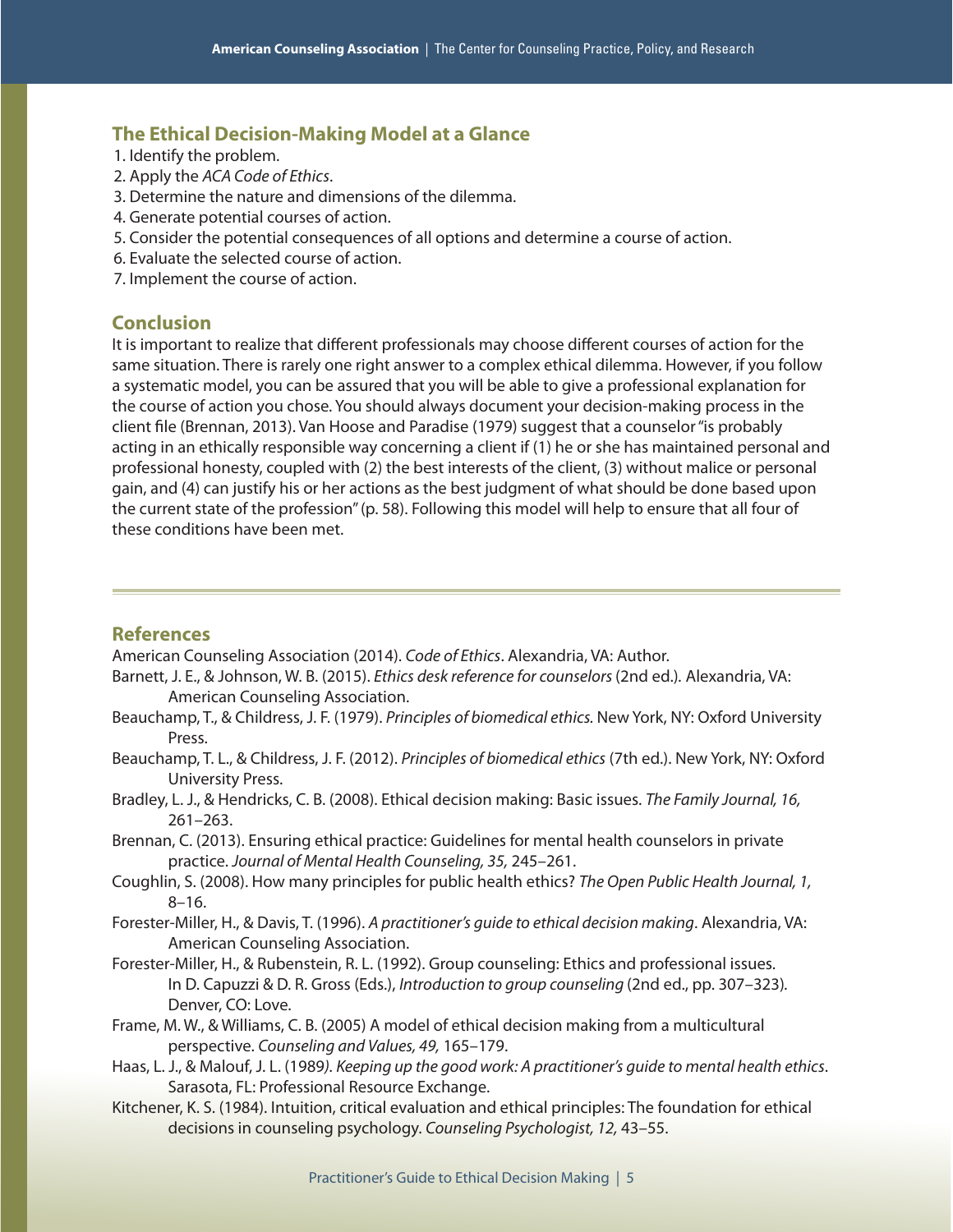## The Ethical Decision-Making Model at a Glance

1. Identify the problem.
2. Apply the *ACA Code of Ethics*.
3. Determine the nature and dimensions of the dilemma.
4. Generate potential courses of action.
5. Consider the potential consequences of all options and determine a course of action.
6. Evaluate the selected course of action.
7. Implement the course of action.

## Conclusion

It is important to realize that different professionals may choose different courses of action for the same situation. There is rarely one right answer to a complex ethical dilemma. However, if you follow a systematic model, you can be assured that you will be able to give a professional explanation for the course of action you chose. You should always document your decision-making process in the client file (Brennan, 2013). Van Hoose and Paradise (1979) suggest that a counselor "is probably acting in an ethically responsible way concerning a client if (1) he or she has maintained personal and professional honesty, coupled with (2) the best interests of the client, (3) without malice or personal gain, and (4) can justify his or her actions as the best judgment of what should be done based upon the current state of the profession" (p. 58). Following this model will help to ensure that all four of these conditions have been met.

## References

American Counseling Association (2014). *Code of Ethics*. Alexandria, VA: Author.

Barnett, J. E., & Johnson, W. B. (2015). *Ethics desk reference for counselors* (2nd ed.). Alexandria, VA: American Counseling Association.

Beauchamp, T., & Childress, J. F. (1979). *Principles of biomedical ethics.* New York, NY: Oxford University Press.

Beauchamp, T. L., & Childress, J. F. (2012). *Principles of biomedical ethics* (7th ed.). New York, NY: Oxford University Press.

Bradley, L. J., & Hendricks, C. B. (2008). Ethical decision making: Basic issues. *The Family Journal, 16,* 261–263.

Brennan, C. (2013). Ensuring ethical practice: Guidelines for mental health counselors in private practice. *Journal of Mental Health Counseling, 35,* 245–261.

Coughlin, S. (2008). How many principles for public health ethics? *The Open Public Health Journal, 1,* 8–16.

Forester-Miller, H., & Davis, T. (1996). *A practitioner's guide to ethical decision making*. Alexandria, VA: American Counseling Association.

Forester-Miller, H., & Rubenstein, R. L. (1992). Group counseling: Ethics and professional issues. In D. Capuzzi & D. R. Gross (Eds.), *Introduction to group counseling* (2nd ed., pp. 307–323). Denver, CO: Love.

Frame, M. W., & Williams, C. B. (2005) A model of ethical decision making from a multicultural perspective. *Counseling and Values, 49,* 165–179.

Haas, L. J., & Malouf, J. L. (1989). *Keeping up the good work: A practitioner's guide to mental health ethics*. Sarasota, FL: Professional Resource Exchange.

Kitchener, K. S. (1984). Intuition, critical evaluation and ethical principles: The foundation for ethical decisions in counseling psychology. *Counseling Psychologist, 12,* 43–55.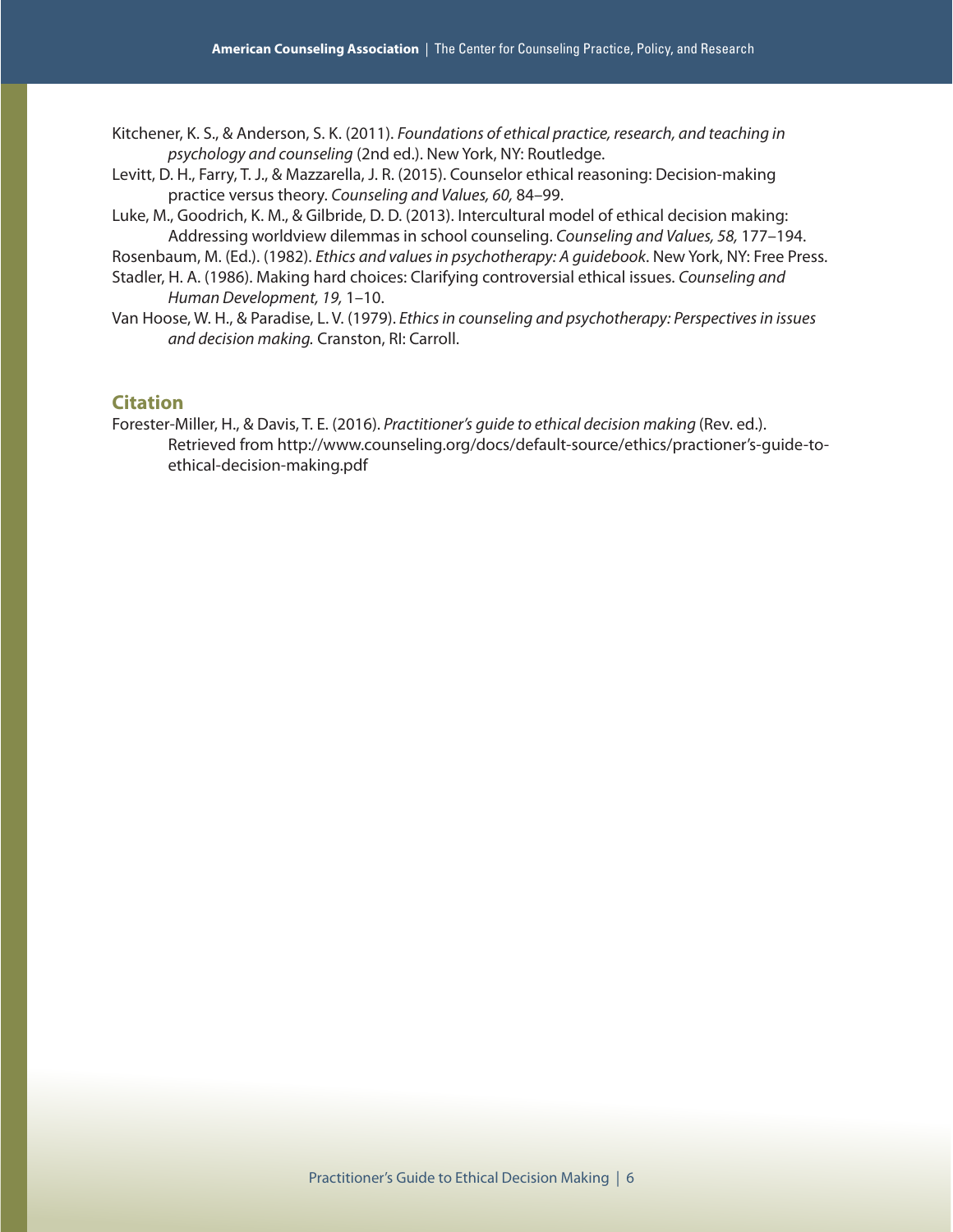Kitchener, K. S., & Anderson, S. K. (2011). *Foundations of ethical practice, research, and teaching in psychology and counseling* (2nd ed.). New York, NY: Routledge.

Levitt, D. H., Farry, T. J., & Mazzarella, J. R. (2015). Counselor ethical reasoning: Decision-making practice versus theory. *Counseling and Values, 60,* 84–99.

Luke, M., Goodrich, K. M., & Gilbride, D. D. (2013). Intercultural model of ethical decision making: Addressing worldview dilemmas in school counseling. *Counseling and Values, 58,* 177–194.

Rosenbaum, M. (Ed.). (1982). *Ethics and values in psychotherapy: A guidebook*. New York, NY: Free Press.

Stadler, H. A. (1986). Making hard choices: Clarifying controversial ethical issues. *Counseling and Human Development, 19,* 1–10.

Van Hoose, W. H., & Paradise, L. V. (1979). *Ethics in counseling and psychotherapy: Perspectives in issues and decision making.* Cranston, RI: Carroll.

## Citation

Forester-Miller, H., & Davis, T. E. (2016). *Practitioner's guide to ethical decision making* (Rev. ed.). Retrieved from http://www.counseling.org/docs/default-source/ethics/practioner's-guide-to-ethical-decision-making.pdf